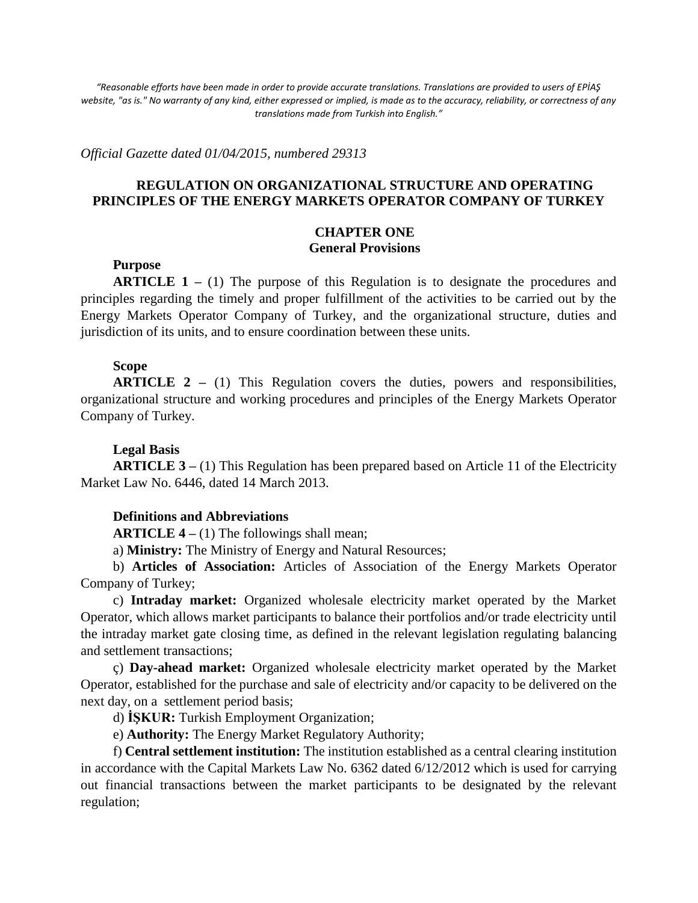*"Reasonable efforts have been made in order to provide accurate translations. Translations are provided to users of EPİAŞ website, "as is." No warranty of any kind, either expressed or implied, is made as to the accuracy, reliability, or correctness of any translations made from Turkish into English."*

*Official Gazette dated 01/04/2015, numbered 29313*

# REGULATION ON ORGANIZATIONAL STRUCTURE AND OPERATING PRINCIPLES OF THE ENERGY MARKETS OPERATOR COMPANY OF TURKEY

## CHAPTER ONE
## General Provisions

**Purpose**

**ARTICLE 1 –** (1) The purpose of this Regulation is to designate the procedures and principles regarding the timely and proper fulfillment of the activities to be carried out by the Energy Markets Operator Company of Turkey, and the organizational structure, duties and jurisdiction of its units, and to ensure coordination between these units.

**Scope**

**ARTICLE 2 –** (1) This Regulation covers the duties, powers and responsibilities, organizational structure and working procedures and principles of the Energy Markets Operator Company of Turkey.

**Legal Basis**

**ARTICLE 3 –** (1) This Regulation has been prepared based on Article 11 of the Electricity Market Law No. 6446, dated 14 March 2013.

**Definitions and Abbreviations**

**ARTICLE 4 –** (1) The followings shall mean;

a) **Ministry:** The Ministry of Energy and Natural Resources;

b) **Articles of Association:** Articles of Association of the Energy Markets Operator Company of Turkey;

c) **Intraday market:** Organized wholesale electricity market operated by the Market Operator, which allows market participants to balance their portfolios and/or trade electricity until the intraday market gate closing time, as defined in the relevant legislation regulating balancing and settlement transactions;

ç) **Day-ahead market:** Organized wholesale electricity market operated by the Market Operator, established for the purchase and sale of electricity and/or capacity to be delivered on the next day, on a settlement period basis;

d) **İŞKUR:** Turkish Employment Organization;

e) **Authority:** The Energy Market Regulatory Authority;

f) **Central settlement institution:** The institution established as a central clearing institution in accordance with the Capital Markets Law No. 6362 dated 6/12/2012 which is used for carrying out financial transactions between the market participants to be designated by the relevant regulation;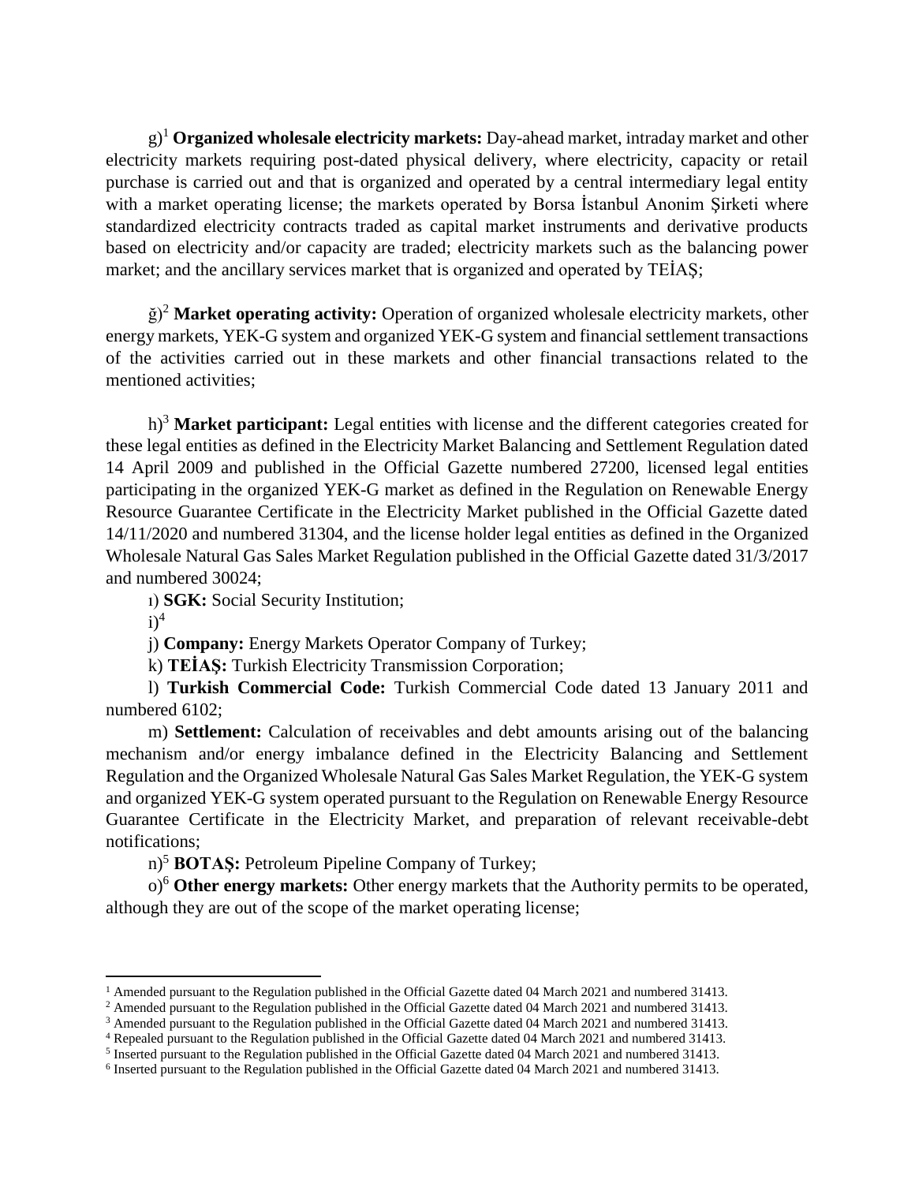g)[1] **Organized wholesale electricity markets:** Day-ahead market, intraday market and other electricity markets requiring post-dated physical delivery, where electricity, capacity or retail purchase is carried out and that is organized and operated by a central intermediary legal entity with a market operating license; the markets operated by Borsa İstanbul Anonim Şirketi where standardized electricity contracts traded as capital market instruments and derivative products based on electricity and/or capacity are traded; electricity markets such as the balancing power market; and the ancillary services market that is organized and operated by TEİAŞ;

ğ)[2] **Market operating activity:** Operation of organized wholesale electricity markets, other energy markets, YEK-G system and organized YEK-G system and financial settlement transactions of the activities carried out in these markets and other financial transactions related to the mentioned activities;

h)[3] **Market participant:** Legal entities with license and the different categories created for these legal entities as defined in the Electricity Market Balancing and Settlement Regulation dated 14 April 2009 and published in the Official Gazette numbered 27200, licensed legal entities participating in the organized YEK-G market as defined in the Regulation on Renewable Energy Resource Guarantee Certificate in the Electricity Market published in the Official Gazette dated 14/11/2020 and numbered 31304, and the license holder legal entities as defined in the Organized Wholesale Natural Gas Sales Market Regulation published in the Official Gazette dated 31/3/2017 and numbered 30024;

ı) **SGK:** Social Security Institution;

i)[4]

j) **Company:** Energy Markets Operator Company of Turkey;

k) **TEİAŞ:** Turkish Electricity Transmission Corporation;

l) **Turkish Commercial Code:** Turkish Commercial Code dated 13 January 2011 and numbered 6102;

m) **Settlement:** Calculation of receivables and debt amounts arising out of the balancing mechanism and/or energy imbalance defined in the Electricity Balancing and Settlement Regulation and the Organized Wholesale Natural Gas Sales Market Regulation, the YEK-G system and organized YEK-G system operated pursuant to the Regulation on Renewable Energy Resource Guarantee Certificate in the Electricity Market, and preparation of relevant receivable-debt notifications;

n)[5] **BOTAŞ:** Petroleum Pipeline Company of Turkey;

o)[6] **Other energy markets:** Other energy markets that the Authority permits to be operated, although they are out of the scope of the market operating license;

---

[1] Amended pursuant to the Regulation published in the Official Gazette dated 04 March 2021 and numbered 31413.
[2] Amended pursuant to the Regulation published in the Official Gazette dated 04 March 2021 and numbered 31413.
[3] Amended pursuant to the Regulation published in the Official Gazette dated 04 March 2021 and numbered 31413.
[4] Repealed pursuant to the Regulation published in the Official Gazette dated 04 March 2021 and numbered 31413.
[5] Inserted pursuant to the Regulation published in the Official Gazette dated 04 March 2021 and numbered 31413.
[6] Inserted pursuant to the Regulation published in the Official Gazette dated 04 March 2021 and numbered 31413.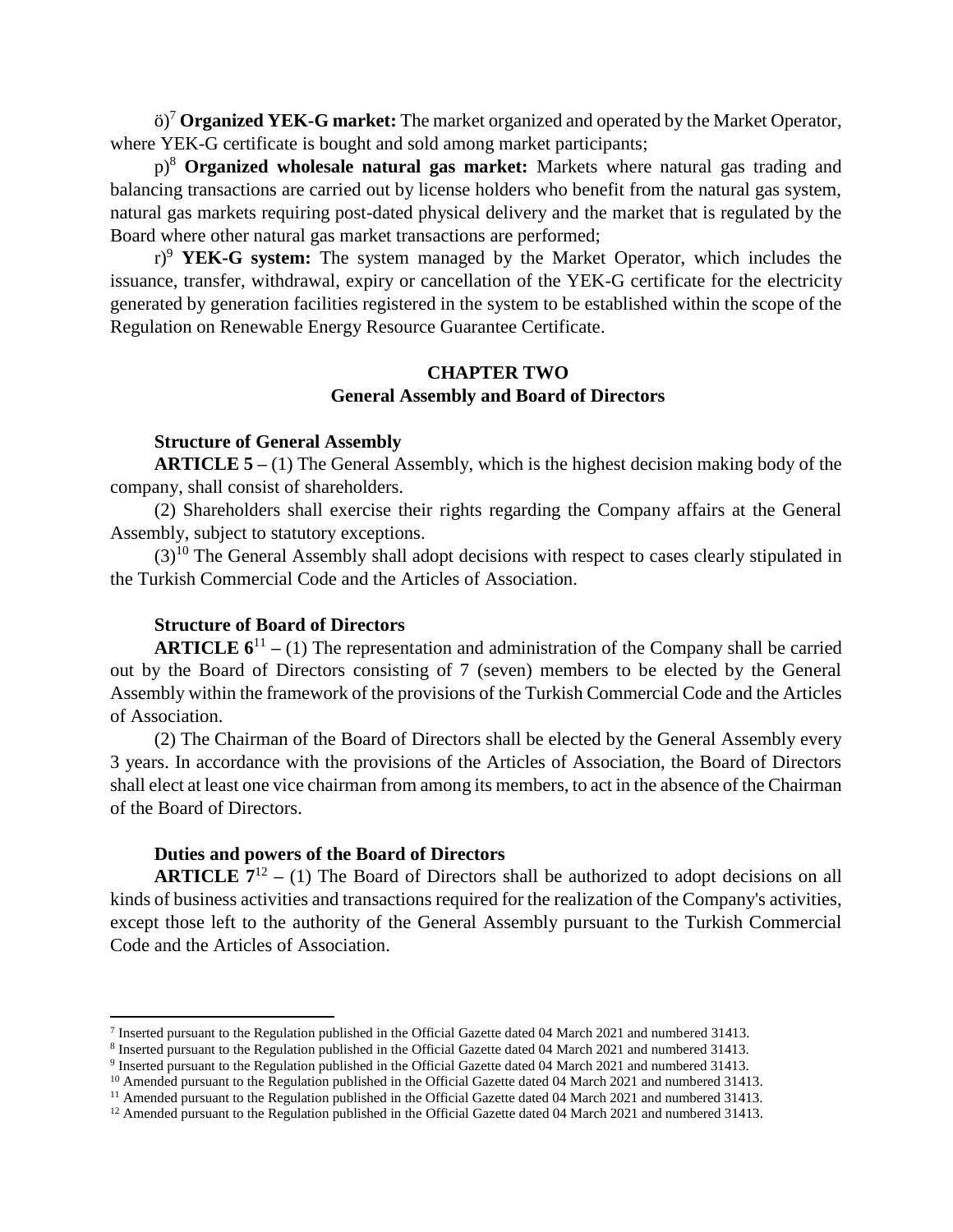ö)[7] **Organized YEK-G market:** The market organized and operated by the Market Operator, where YEK-G certificate is bought and sold among market participants;

p)[8] **Organized wholesale natural gas market:** Markets where natural gas trading and balancing transactions are carried out by license holders who benefit from the natural gas system, natural gas markets requiring post-dated physical delivery and the market that is regulated by the Board where other natural gas market transactions are performed;

r)[9] **YEK-G system:** The system managed by the Market Operator, which includes the issuance, transfer, withdrawal, expiry or cancellation of the YEK-G certificate for the electricity generated by generation facilities registered in the system to be established within the scope of the Regulation on Renewable Energy Resource Guarantee Certificate.

## CHAPTER TWO
## General Assembly and Board of Directors

**Structure of General Assembly**

**ARTICLE 5 –** (1) The General Assembly, which is the highest decision making body of the company, shall consist of shareholders.

(2) Shareholders shall exercise their rights regarding the Company affairs at the General Assembly, subject to statutory exceptions.

(3)[10] The General Assembly shall adopt decisions with respect to cases clearly stipulated in the Turkish Commercial Code and the Articles of Association.

**Structure of Board of Directors**

**ARTICLE 6**[11] **–** (1) The representation and administration of the Company shall be carried out by the Board of Directors consisting of 7 (seven) members to be elected by the General Assembly within the framework of the provisions of the Turkish Commercial Code and the Articles of Association.

(2) The Chairman of the Board of Directors shall be elected by the General Assembly every 3 years. In accordance with the provisions of the Articles of Association, the Board of Directors shall elect at least one vice chairman from among its members, to act in the absence of the Chairman of the Board of Directors.

**Duties and powers of the Board of Directors**

**ARTICLE 7**[12] **–** (1) The Board of Directors shall be authorized to adopt decisions on all kinds of business activities and transactions required for the realization of the Company's activities, except those left to the authority of the General Assembly pursuant to the Turkish Commercial Code and the Articles of Association.

---

[7] Inserted pursuant to the Regulation published in the Official Gazette dated 04 March 2021 and numbered 31413.
[8] Inserted pursuant to the Regulation published in the Official Gazette dated 04 March 2021 and numbered 31413.
[9] Inserted pursuant to the Regulation published in the Official Gazette dated 04 March 2021 and numbered 31413.
[10] Amended pursuant to the Regulation published in the Official Gazette dated 04 March 2021 and numbered 31413.
[11] Amended pursuant to the Regulation published in the Official Gazette dated 04 March 2021 and numbered 31413.
[12] Amended pursuant to the Regulation published in the Official Gazette dated 04 March 2021 and numbered 31413.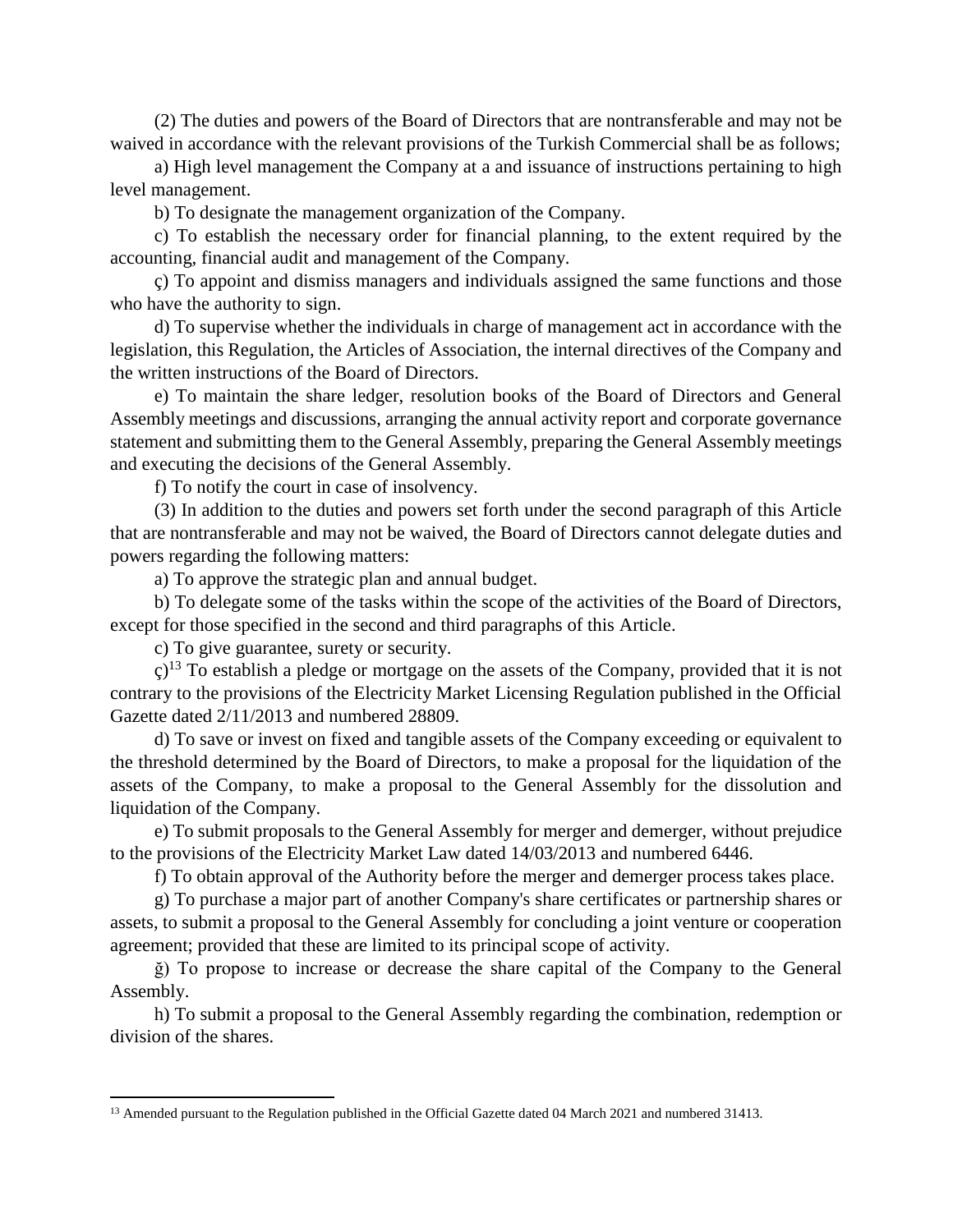(2) The duties and powers of the Board of Directors that are nontransferable and may not be waived in accordance with the relevant provisions of the Turkish Commercial shall be as follows;

a) High level management the Company at a and issuance of instructions pertaining to high level management.

b) To designate the management organization of the Company.

c) To establish the necessary order for financial planning, to the extent required by the accounting, financial audit and management of the Company.

ç) To appoint and dismiss managers and individuals assigned the same functions and those who have the authority to sign.

d) To supervise whether the individuals in charge of management act in accordance with the legislation, this Regulation, the Articles of Association, the internal directives of the Company and the written instructions of the Board of Directors.

e) To maintain the share ledger, resolution books of the Board of Directors and General Assembly meetings and discussions, arranging the annual activity report and corporate governance statement and submitting them to the General Assembly, preparing the General Assembly meetings and executing the decisions of the General Assembly.

f) To notify the court in case of insolvency.

(3) In addition to the duties and powers set forth under the second paragraph of this Article that are nontransferable and may not be waived, the Board of Directors cannot delegate duties and powers regarding the following matters:

a) To approve the strategic plan and annual budget.

b) To delegate some of the tasks within the scope of the activities of the Board of Directors, except for those specified in the second and third paragraphs of this Article.

c) To give guarantee, surety or security.

ç)[13] To establish a pledge or mortgage on the assets of the Company, provided that it is not contrary to the provisions of the Electricity Market Licensing Regulation published in the Official Gazette dated 2/11/2013 and numbered 28809.

d) To save or invest on fixed and tangible assets of the Company exceeding or equivalent to the threshold determined by the Board of Directors, to make a proposal for the liquidation of the assets of the Company, to make a proposal to the General Assembly for the dissolution and liquidation of the Company.

e) To submit proposals to the General Assembly for merger and demerger, without prejudice to the provisions of the Electricity Market Law dated 14/03/2013 and numbered 6446.

f) To obtain approval of the Authority before the merger and demerger process takes place.

g) To purchase a major part of another Company's share certificates or partnership shares or assets, to submit a proposal to the General Assembly for concluding a joint venture or cooperation agreement; provided that these are limited to its principal scope of activity.

ğ) To propose to increase or decrease the share capital of the Company to the General Assembly.

h) To submit a proposal to the General Assembly regarding the combination, redemption or division of the shares.

---

[13] Amended pursuant to the Regulation published in the Official Gazette dated 04 March 2021 and numbered 31413.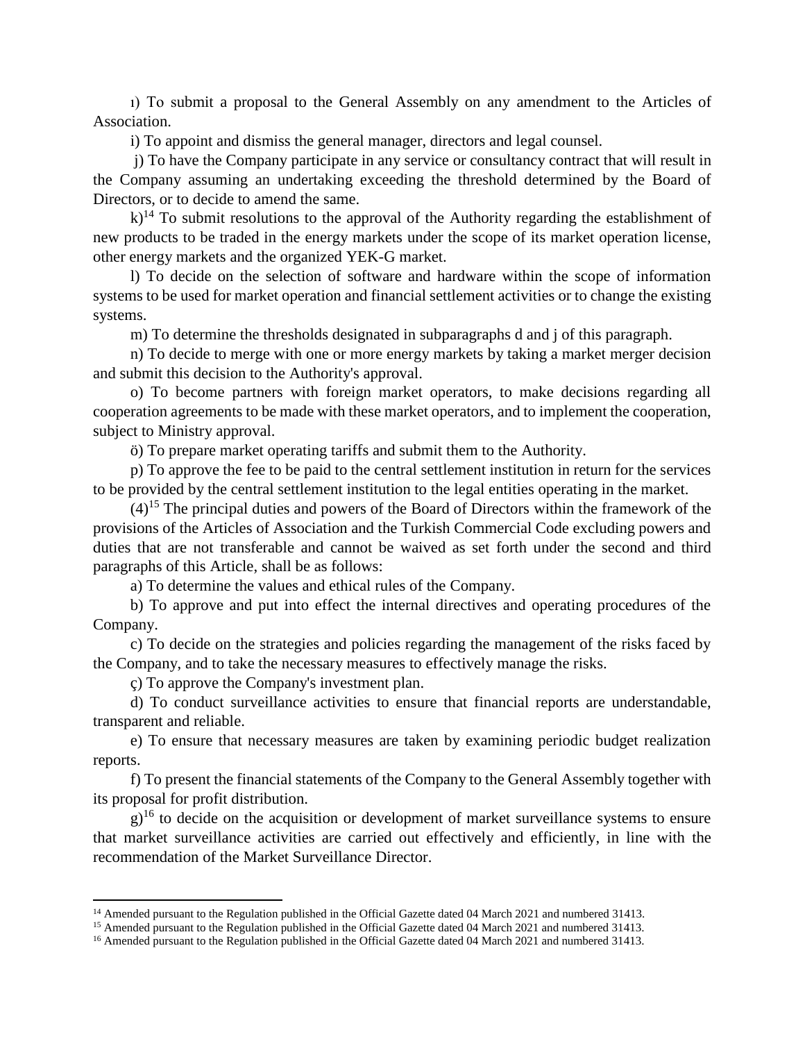ı) To submit a proposal to the General Assembly on any amendment to the Articles of Association.

i) To appoint and dismiss the general manager, directors and legal counsel.

j) To have the Company participate in any service or consultancy contract that will result in the Company assuming an undertaking exceeding the threshold determined by the Board of Directors, or to decide to amend the same.

k)[14] To submit resolutions to the approval of the Authority regarding the establishment of new products to be traded in the energy markets under the scope of its market operation license, other energy markets and the organized YEK-G market.

l) To decide on the selection of software and hardware within the scope of information systems to be used for market operation and financial settlement activities or to change the existing systems.

m) To determine the thresholds designated in subparagraphs d and j of this paragraph.

n) To decide to merge with one or more energy markets by taking a market merger decision and submit this decision to the Authority's approval.

o) To become partners with foreign market operators, to make decisions regarding all cooperation agreements to be made with these market operators, and to implement the cooperation, subject to Ministry approval.

ö) To prepare market operating tariffs and submit them to the Authority.

p) To approve the fee to be paid to the central settlement institution in return for the services to be provided by the central settlement institution to the legal entities operating in the market.

(4)[15] The principal duties and powers of the Board of Directors within the framework of the provisions of the Articles of Association and the Turkish Commercial Code excluding powers and duties that are not transferable and cannot be waived as set forth under the second and third paragraphs of this Article, shall be as follows:

a) To determine the values and ethical rules of the Company.

b) To approve and put into effect the internal directives and operating procedures of the Company.

c) To decide on the strategies and policies regarding the management of the risks faced by the Company, and to take the necessary measures to effectively manage the risks.

ç) To approve the Company's investment plan.

d) To conduct surveillance activities to ensure that financial reports are understandable, transparent and reliable.

e) To ensure that necessary measures are taken by examining periodic budget realization reports.

f) To present the financial statements of the Company to the General Assembly together with its proposal for profit distribution.

g)[16] to decide on the acquisition or development of market surveillance systems to ensure that market surveillance activities are carried out effectively and efficiently, in line with the recommendation of the Market Surveillance Director.

---

[14] Amended pursuant to the Regulation published in the Official Gazette dated 04 March 2021 and numbered 31413.

[15] Amended pursuant to the Regulation published in the Official Gazette dated 04 March 2021 and numbered 31413.

[16] Amended pursuant to the Regulation published in the Official Gazette dated 04 March 2021 and numbered 31413.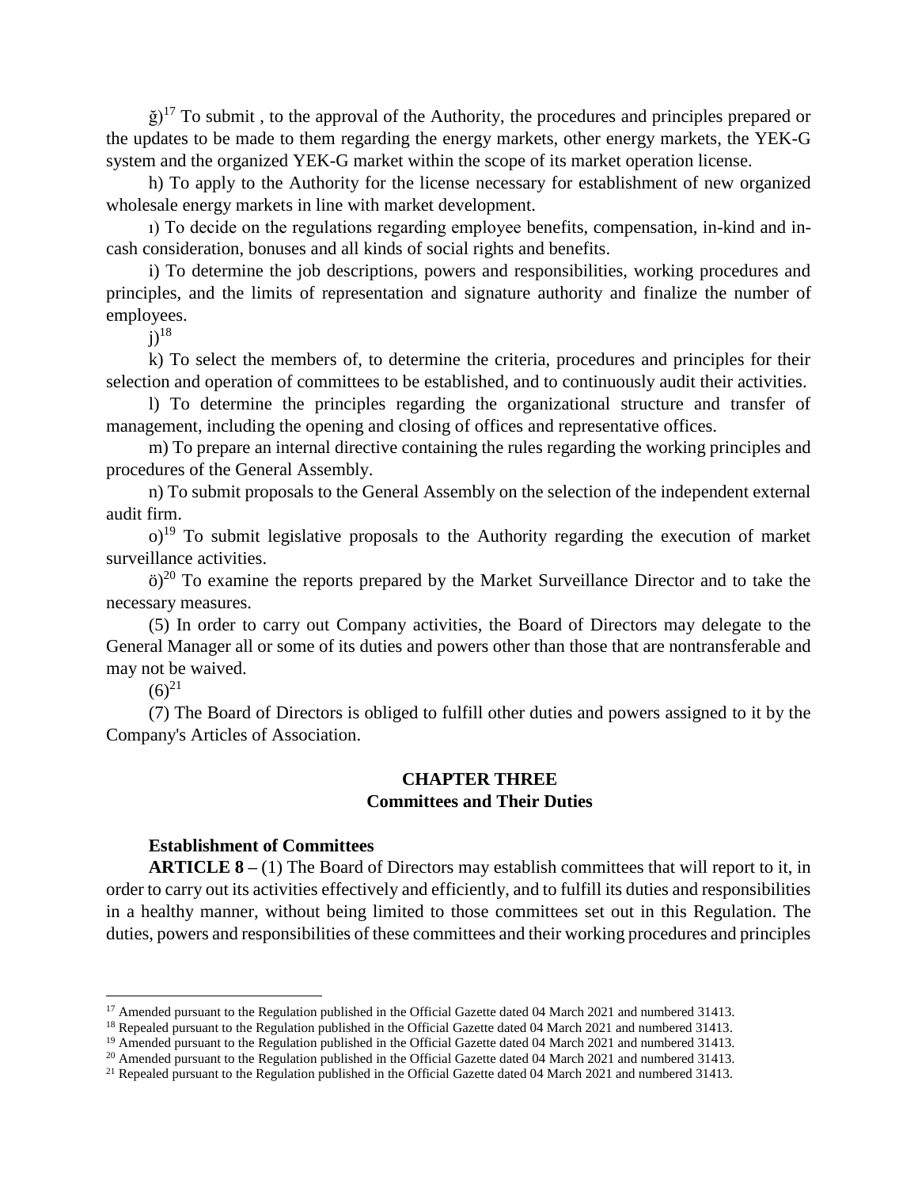ğ)[17] To submit , to the approval of the Authority, the procedures and principles prepared or the updates to be made to them regarding the energy markets, other energy markets, the YEK-G system and the organized YEK-G market within the scope of its market operation license.

h) To apply to the Authority for the license necessary for establishment of new organized wholesale energy markets in line with market development.

ı) To decide on the regulations regarding employee benefits, compensation, in-kind and in-cash consideration, bonuses and all kinds of social rights and benefits.

i) To determine the job descriptions, powers and responsibilities, working procedures and principles, and the limits of representation and signature authority and finalize the number of employees.

j)[18]

k) To select the members of, to determine the criteria, procedures and principles for their selection and operation of committees to be established, and to continuously audit their activities.

l) To determine the principles regarding the organizational structure and transfer of management, including the opening and closing of offices and representative offices.

m) To prepare an internal directive containing the rules regarding the working principles and procedures of the General Assembly.

n) To submit proposals to the General Assembly on the selection of the independent external audit firm.

o)[19] To submit legislative proposals to the Authority regarding the execution of market surveillance activities.

ö)[20] To examine the reports prepared by the Market Surveillance Director and to take the necessary measures.

(5) In order to carry out Company activities, the Board of Directors may delegate to the General Manager all or some of its duties and powers other than those that are nontransferable and may not be waived.

(6)[21]

(7) The Board of Directors is obliged to fulfill other duties and powers assigned to it by the Company's Articles of Association.

## CHAPTER THREE
## Committees and Their Duties

**Establishment of Committees**

**ARTICLE 8 –** (1) The Board of Directors may establish committees that will report to it, in order to carry out its activities effectively and efficiently, and to fulfill its duties and responsibilities in a healthy manner, without being limited to those committees set out in this Regulation. The duties, powers and responsibilities of these committees and their working procedures and principles

---

[17] Amended pursuant to the Regulation published in the Official Gazette dated 04 March 2021 and numbered 31413.

[18] Repealed pursuant to the Regulation published in the Official Gazette dated 04 March 2021 and numbered 31413.

[19] Amended pursuant to the Regulation published in the Official Gazette dated 04 March 2021 and numbered 31413.

[20] Amended pursuant to the Regulation published in the Official Gazette dated 04 March 2021 and numbered 31413.

[21] Repealed pursuant to the Regulation published in the Official Gazette dated 04 March 2021 and numbered 31413.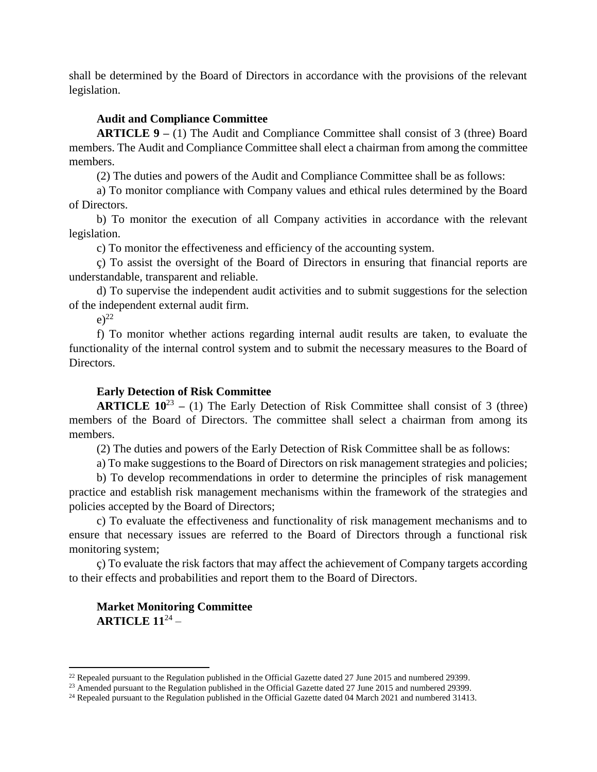shall be determined by the Board of Directors in accordance with the provisions of the relevant legislation.

**Audit and Compliance Committee**

**ARTICLE 9 –** (1) The Audit and Compliance Committee shall consist of 3 (three) Board members. The Audit and Compliance Committee shall elect a chairman from among the committee members.

(2) The duties and powers of the Audit and Compliance Committee shall be as follows:

a) To monitor compliance with Company values and ethical rules determined by the Board of Directors.

b) To monitor the execution of all Company activities in accordance with the relevant legislation.

c) To monitor the effectiveness and efficiency of the accounting system.

ç) To assist the oversight of the Board of Directors in ensuring that financial reports are understandable, transparent and reliable.

d) To supervise the independent audit activities and to submit suggestions for the selection of the independent external audit firm.

e)[22]

f) To monitor whether actions regarding internal audit results are taken, to evaluate the functionality of the internal control system and to submit the necessary measures to the Board of Directors.

**Early Detection of Risk Committee**

**ARTICLE 10**[23] **–** (1) The Early Detection of Risk Committee shall consist of 3 (three) members of the Board of Directors. The committee shall select a chairman from among its members.

(2) The duties and powers of the Early Detection of Risk Committee shall be as follows:

a) To make suggestions to the Board of Directors on risk management strategies and policies;

b) To develop recommendations in order to determine the principles of risk management practice and establish risk management mechanisms within the framework of the strategies and policies accepted by the Board of Directors;

c) To evaluate the effectiveness and functionality of risk management mechanisms and to ensure that necessary issues are referred to the Board of Directors through a functional risk monitoring system;

ç) To evaluate the risk factors that may affect the achievement of Company targets according to their effects and probabilities and report them to the Board of Directors.

**Market Monitoring Committee**

**ARTICLE 11**[24] –

---

[22] Repealed pursuant to the Regulation published in the Official Gazette dated 27 June 2015 and numbered 29399.

[23] Amended pursuant to the Regulation published in the Official Gazette dated 27 June 2015 and numbered 29399.

[24] Repealed pursuant to the Regulation published in the Official Gazette dated 04 March 2021 and numbered 31413.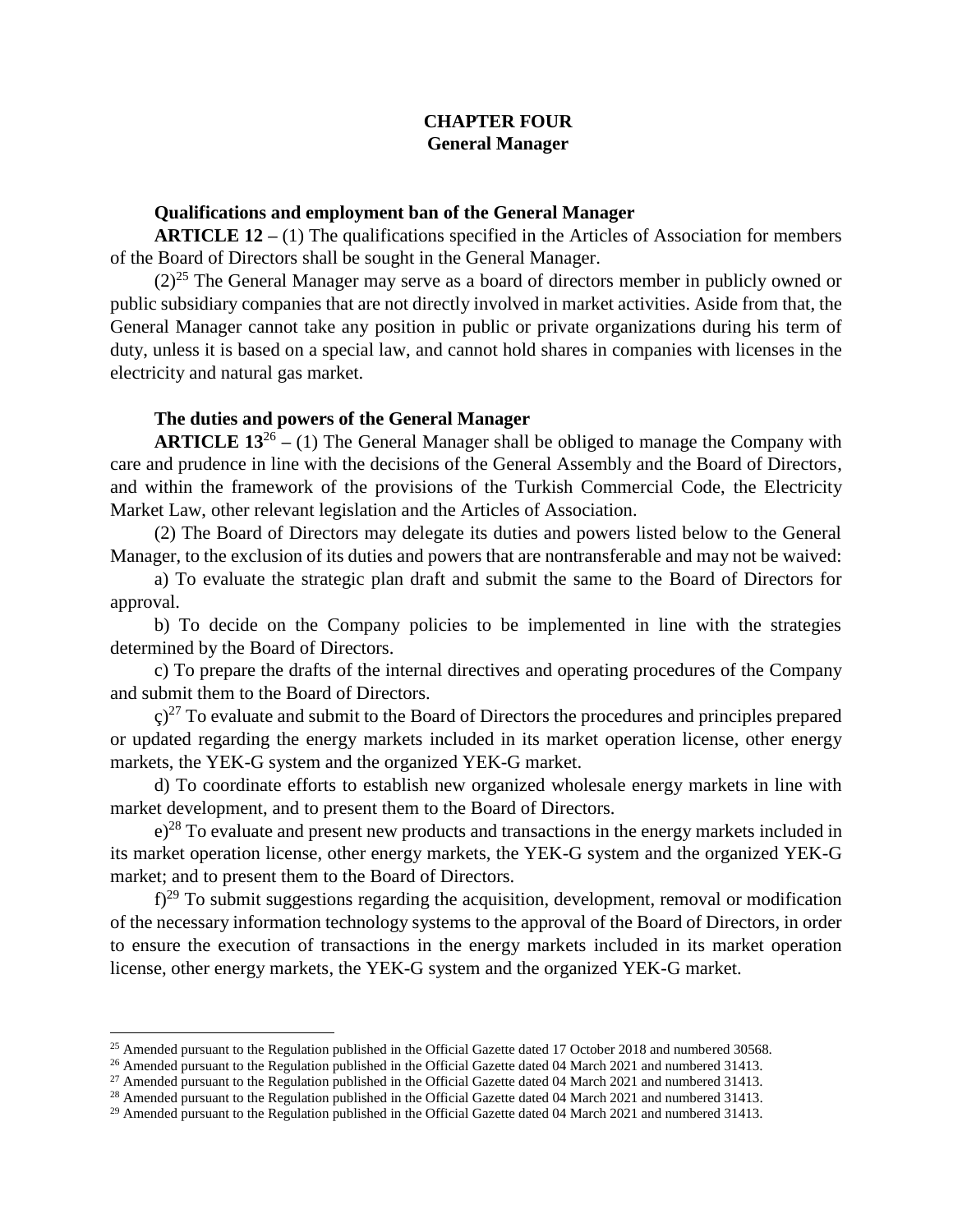# CHAPTER FOUR
# General Manager

**Qualifications and employment ban of the General Manager**

**ARTICLE 12 –** (1) The qualifications specified in the Articles of Association for members of the Board of Directors shall be sought in the General Manager.

(2)[25] The General Manager may serve as a board of directors member in publicly owned or public subsidiary companies that are not directly involved in market activities. Aside from that, the General Manager cannot take any position in public or private organizations during his term of duty, unless it is based on a special law, and cannot hold shares in companies with licenses in the electricity and natural gas market.

**The duties and powers of the General Manager**

**ARTICLE 13**[26] **–** (1) The General Manager shall be obliged to manage the Company with care and prudence in line with the decisions of the General Assembly and the Board of Directors, and within the framework of the provisions of the Turkish Commercial Code, the Electricity Market Law, other relevant legislation and the Articles of Association.

(2) The Board of Directors may delegate its duties and powers listed below to the General Manager, to the exclusion of its duties and powers that are nontransferable and may not be waived:

a) To evaluate the strategic plan draft and submit the same to the Board of Directors for approval.

b) To decide on the Company policies to be implemented in line with the strategies determined by the Board of Directors.

c) To prepare the drafts of the internal directives and operating procedures of the Company and submit them to the Board of Directors.

ç)[27] To evaluate and submit to the Board of Directors the procedures and principles prepared or updated regarding the energy markets included in its market operation license, other energy markets, the YEK-G system and the organized YEK-G market.

d) To coordinate efforts to establish new organized wholesale energy markets in line with market development, and to present them to the Board of Directors.

e)[28] To evaluate and present new products and transactions in the energy markets included in its market operation license, other energy markets, the YEK-G system and the organized YEK-G market; and to present them to the Board of Directors.

f)[29] To submit suggestions regarding the acquisition, development, removal or modification of the necessary information technology systems to the approval of the Board of Directors, in order to ensure the execution of transactions in the energy markets included in its market operation license, other energy markets, the YEK-G system and the organized YEK-G market.

---

[25] Amended pursuant to the Regulation published in the Official Gazette dated 17 October 2018 and numbered 30568.

[26] Amended pursuant to the Regulation published in the Official Gazette dated 04 March 2021 and numbered 31413.

[27] Amended pursuant to the Regulation published in the Official Gazette dated 04 March 2021 and numbered 31413.

[28] Amended pursuant to the Regulation published in the Official Gazette dated 04 March 2021 and numbered 31413.

[29] Amended pursuant to the Regulation published in the Official Gazette dated 04 March 2021 and numbered 31413.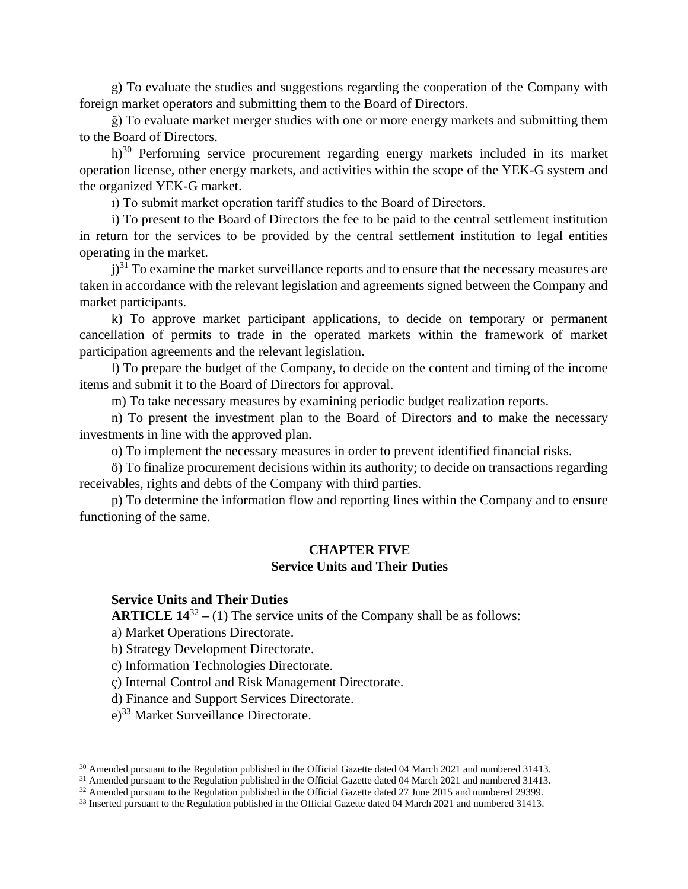g) To evaluate the studies and suggestions regarding the cooperation of the Company with foreign market operators and submitting them to the Board of Directors.

ğ) To evaluate market merger studies with one or more energy markets and submitting them to the Board of Directors.

h)[30] Performing service procurement regarding energy markets included in its market operation license, other energy markets, and activities within the scope of the YEK-G system and the organized YEK-G market.

ı) To submit market operation tariff studies to the Board of Directors.

i) To present to the Board of Directors the fee to be paid to the central settlement institution in return for the services to be provided by the central settlement institution to legal entities operating in the market.

j)[31] To examine the market surveillance reports and to ensure that the necessary measures are taken in accordance with the relevant legislation and agreements signed between the Company and market participants.

k) To approve market participant applications, to decide on temporary or permanent cancellation of permits to trade in the operated markets within the framework of market participation agreements and the relevant legislation.

l) To prepare the budget of the Company, to decide on the content and timing of the income items and submit it to the Board of Directors for approval.

m) To take necessary measures by examining periodic budget realization reports.

n) To present the investment plan to the Board of Directors and to make the necessary investments in line with the approved plan.

o) To implement the necessary measures in order to prevent identified financial risks.

ö) To finalize procurement decisions within its authority; to decide on transactions regarding receivables, rights and debts of the Company with third parties.

p) To determine the information flow and reporting lines within the Company and to ensure functioning of the same.

## CHAPTER FIVE
## Service Units and Their Duties

**Service Units and Their Duties**

**ARTICLE 14**[32] **–** (1) The service units of the Company shall be as follows:

a) Market Operations Directorate.

b) Strategy Development Directorate.

c) Information Technologies Directorate.

ç) Internal Control and Risk Management Directorate.

d) Finance and Support Services Directorate.

e)[33] Market Surveillance Directorate.

---

[30] Amended pursuant to the Regulation published in the Official Gazette dated 04 March 2021 and numbered 31413.

[31] Amended pursuant to the Regulation published in the Official Gazette dated 04 March 2021 and numbered 31413.

[32] Amended pursuant to the Regulation published in the Official Gazette dated 27 June 2015 and numbered 29399.

[33] Inserted pursuant to the Regulation published in the Official Gazette dated 04 March 2021 and numbered 31413.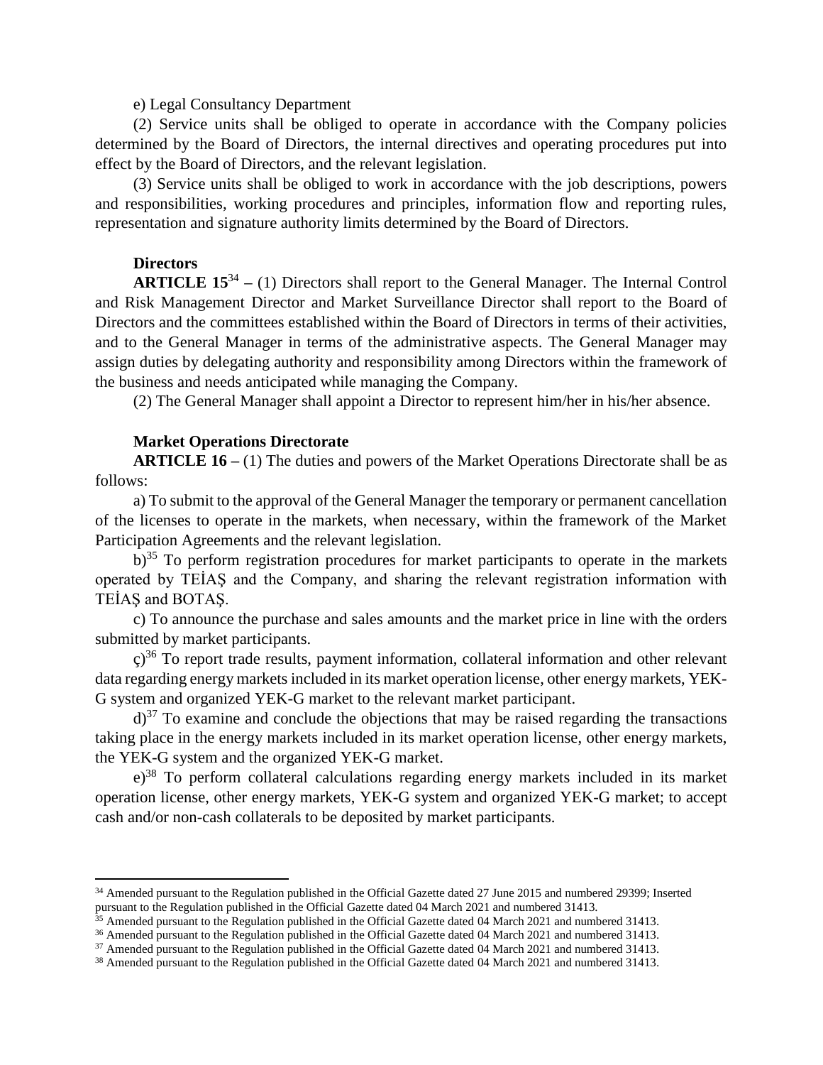e) Legal Consultancy Department

(2) Service units shall be obliged to operate in accordance with the Company policies determined by the Board of Directors, the internal directives and operating procedures put into effect by the Board of Directors, and the relevant legislation.

(3) Service units shall be obliged to work in accordance with the job descriptions, powers and responsibilities, working procedures and principles, information flow and reporting rules, representation and signature authority limits determined by the Board of Directors.

**Directors**

**ARTICLE 15**[34] **–** (1) Directors shall report to the General Manager. The Internal Control and Risk Management Director and Market Surveillance Director shall report to the Board of Directors and the committees established within the Board of Directors in terms of their activities, and to the General Manager in terms of the administrative aspects. The General Manager may assign duties by delegating authority and responsibility among Directors within the framework of the business and needs anticipated while managing the Company.

(2) The General Manager shall appoint a Director to represent him/her in his/her absence.

**Market Operations Directorate**

**ARTICLE 16 –** (1) The duties and powers of the Market Operations Directorate shall be as follows:

a) To submit to the approval of the General Manager the temporary or permanent cancellation of the licenses to operate in the markets, when necessary, within the framework of the Market Participation Agreements and the relevant legislation.

b)[35] To perform registration procedures for market participants to operate in the markets operated by TEİAŞ and the Company, and sharing the relevant registration information with TEİAŞ and BOTAŞ.

c) To announce the purchase and sales amounts and the market price in line with the orders submitted by market participants.

ç)[36] To report trade results, payment information, collateral information and other relevant data regarding energy markets included in its market operation license, other energy markets, YEK-G system and organized YEK-G market to the relevant market participant.

d)[37] To examine and conclude the objections that may be raised regarding the transactions taking place in the energy markets included in its market operation license, other energy markets, the YEK-G system and the organized YEK-G market.

e)[38] To perform collateral calculations regarding energy markets included in its market operation license, other energy markets, YEK-G system and organized YEK-G market; to accept cash and/or non-cash collaterals to be deposited by market participants.

---

[34] Amended pursuant to the Regulation published in the Official Gazette dated 27 June 2015 and numbered 29399; Inserted pursuant to the Regulation published in the Official Gazette dated 04 March 2021 and numbered 31413.

[35] Amended pursuant to the Regulation published in the Official Gazette dated 04 March 2021 and numbered 31413.

[36] Amended pursuant to the Regulation published in the Official Gazette dated 04 March 2021 and numbered 31413.

[37] Amended pursuant to the Regulation published in the Official Gazette dated 04 March 2021 and numbered 31413.

[38] Amended pursuant to the Regulation published in the Official Gazette dated 04 March 2021 and numbered 31413.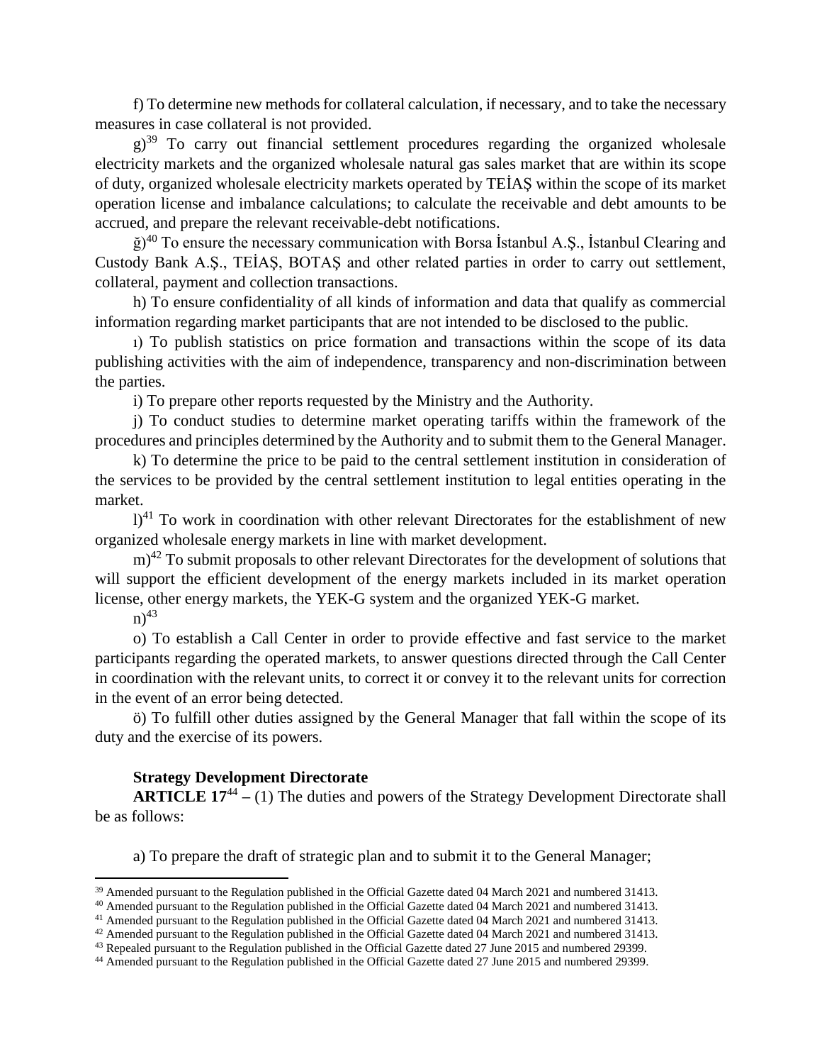f) To determine new methods for collateral calculation, if necessary, and to take the necessary measures in case collateral is not provided.

g)[39] To carry out financial settlement procedures regarding the organized wholesale electricity markets and the organized wholesale natural gas sales market that are within its scope of duty, organized wholesale electricity markets operated by TEİAŞ within the scope of its market operation license and imbalance calculations; to calculate the receivable and debt amounts to be accrued, and prepare the relevant receivable-debt notifications.

ğ)[40] To ensure the necessary communication with Borsa İstanbul A.Ş., İstanbul Clearing and Custody Bank A.Ş., TEİAŞ, BOTAŞ and other related parties in order to carry out settlement, collateral, payment and collection transactions.

h) To ensure confidentiality of all kinds of information and data that qualify as commercial information regarding market participants that are not intended to be disclosed to the public.

ı) To publish statistics on price formation and transactions within the scope of its data publishing activities with the aim of independence, transparency and non-discrimination between the parties.

i) To prepare other reports requested by the Ministry and the Authority.

j) To conduct studies to determine market operating tariffs within the framework of the procedures and principles determined by the Authority and to submit them to the General Manager.

k) To determine the price to be paid to the central settlement institution in consideration of the services to be provided by the central settlement institution to legal entities operating in the market.

l)[41] To work in coordination with other relevant Directorates for the establishment of new organized wholesale energy markets in line with market development.

m)[42] To submit proposals to other relevant Directorates for the development of solutions that will support the efficient development of the energy markets included in its market operation license, other energy markets, the YEK-G system and the organized YEK-G market.

n)[43]

o) To establish a Call Center in order to provide effective and fast service to the market participants regarding the operated markets, to answer questions directed through the Call Center in coordination with the relevant units, to correct it or convey it to the relevant units for correction in the event of an error being detected.

ö) To fulfill other duties assigned by the General Manager that fall within the scope of its duty and the exercise of its powers.

**Strategy Development Directorate**

**ARTICLE 17**[44] **–** (1) The duties and powers of the Strategy Development Directorate shall be as follows:

a) To prepare the draft of strategic plan and to submit it to the General Manager;

---

[39] Amended pursuant to the Regulation published in the Official Gazette dated 04 March 2021 and numbered 31413.

[40] Amended pursuant to the Regulation published in the Official Gazette dated 04 March 2021 and numbered 31413.

[41] Amended pursuant to the Regulation published in the Official Gazette dated 04 March 2021 and numbered 31413.

[42] Amended pursuant to the Regulation published in the Official Gazette dated 04 March 2021 and numbered 31413.

[43] Repealed pursuant to the Regulation published in the Official Gazette dated 27 June 2015 and numbered 29399.

[44] Amended pursuant to the Regulation published in the Official Gazette dated 27 June 2015 and numbered 29399.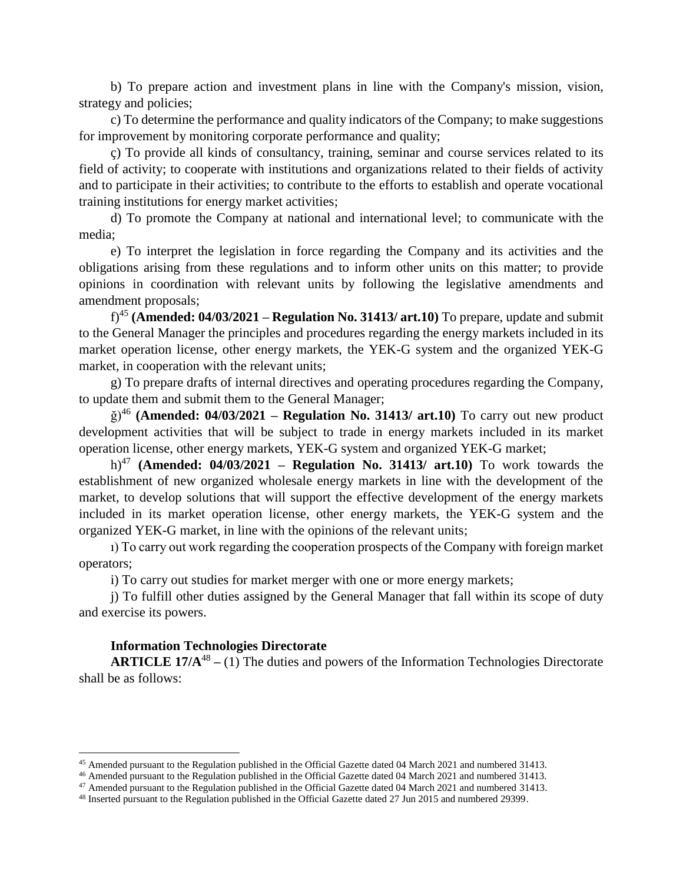b) To prepare action and investment plans in line with the Company's mission, vision, strategy and policies;

c) To determine the performance and quality indicators of the Company; to make suggestions for improvement by monitoring corporate performance and quality;

ç) To provide all kinds of consultancy, training, seminar and course services related to its field of activity; to cooperate with institutions and organizations related to their fields of activity and to participate in their activities; to contribute to the efforts to establish and operate vocational training institutions for energy market activities;

d) To promote the Company at national and international level; to communicate with the media;

e) To interpret the legislation in force regarding the Company and its activities and the obligations arising from these regulations and to inform other units on this matter; to provide opinions in coordination with relevant units by following the legislative amendments and amendment proposals;

f)[45] **(Amended: 04/03/2021 – Regulation No. 31413/ art.10)** To prepare, update and submit to the General Manager the principles and procedures regarding the energy markets included in its market operation license, other energy markets, the YEK-G system and the organized YEK-G market, in cooperation with the relevant units;

g) To prepare drafts of internal directives and operating procedures regarding the Company, to update them and submit them to the General Manager;

ğ)[46] **(Amended: 04/03/2021 – Regulation No. 31413/ art.10)** To carry out new product development activities that will be subject to trade in energy markets included in its market operation license, other energy markets, YEK-G system and organized YEK-G market;

h)[47] **(Amended: 04/03/2021 – Regulation No. 31413/ art.10)** To work towards the establishment of new organized wholesale energy markets in line with the development of the market, to develop solutions that will support the effective development of the energy markets included in its market operation license, other energy markets, the YEK-G system and the organized YEK-G market, in line with the opinions of the relevant units;

ı) To carry out work regarding the cooperation prospects of the Company with foreign market operators;

i) To carry out studies for market merger with one or more energy markets;

j) To fulfill other duties assigned by the General Manager that fall within its scope of duty and exercise its powers.

**Information Technologies Directorate**

**ARTICLE 17/A**[48] **–** (1) The duties and powers of the Information Technologies Directorate shall be as follows:

---

[45] Amended pursuant to the Regulation published in the Official Gazette dated 04 March 2021 and numbered 31413.

[46] Amended pursuant to the Regulation published in the Official Gazette dated 04 March 2021 and numbered 31413.

[47] Amended pursuant to the Regulation published in the Official Gazette dated 04 March 2021 and numbered 31413.

[48] Inserted pursuant to the Regulation published in the Official Gazette dated 27 Jun 2015 and numbered 29399.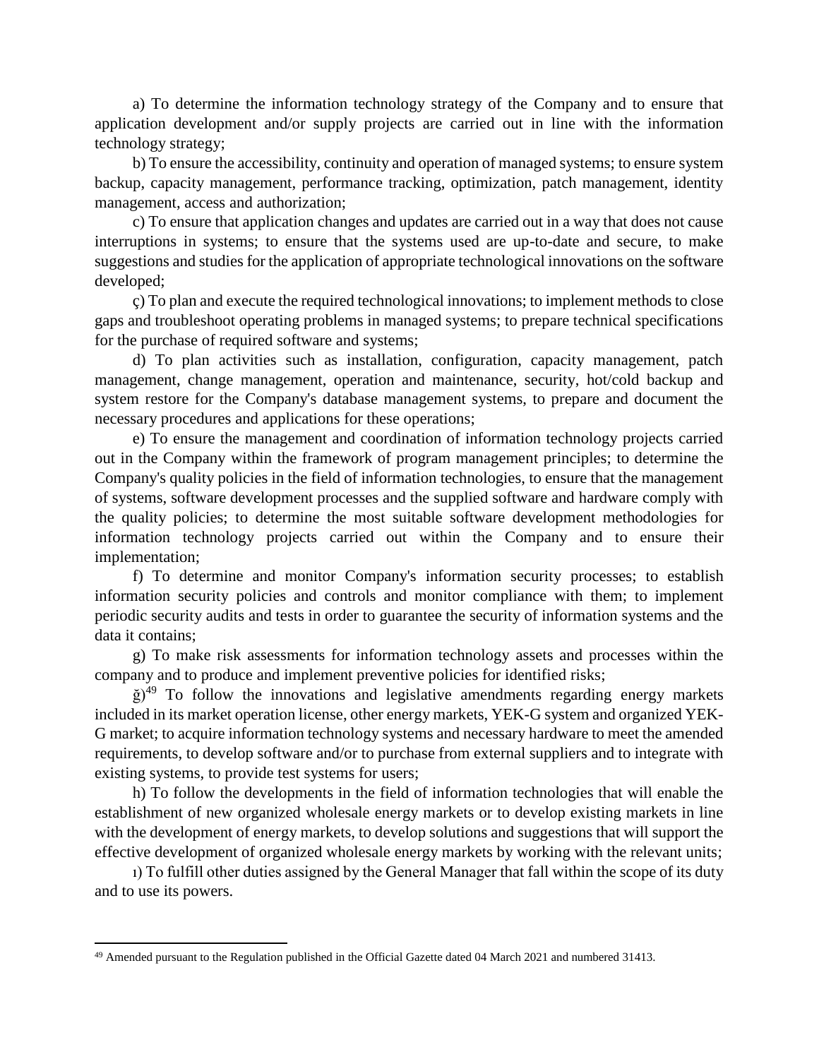a) To determine the information technology strategy of the Company and to ensure that application development and/or supply projects are carried out in line with the information technology strategy;

b) To ensure the accessibility, continuity and operation of managed systems; to ensure system backup, capacity management, performance tracking, optimization, patch management, identity management, access and authorization;

c) To ensure that application changes and updates are carried out in a way that does not cause interruptions in systems; to ensure that the systems used are up-to-date and secure, to make suggestions and studies for the application of appropriate technological innovations on the software developed;

ç) To plan and execute the required technological innovations; to implement methods to close gaps and troubleshoot operating problems in managed systems; to prepare technical specifications for the purchase of required software and systems;

d) To plan activities such as installation, configuration, capacity management, patch management, change management, operation and maintenance, security, hot/cold backup and system restore for the Company's database management systems, to prepare and document the necessary procedures and applications for these operations;

e) To ensure the management and coordination of information technology projects carried out in the Company within the framework of program management principles; to determine the Company's quality policies in the field of information technologies, to ensure that the management of systems, software development processes and the supplied software and hardware comply with the quality policies; to determine the most suitable software development methodologies for information technology projects carried out within the Company and to ensure their implementation;

f) To determine and monitor Company's information security processes; to establish information security policies and controls and monitor compliance with them; to implement periodic security audits and tests in order to guarantee the security of information systems and the data it contains;

g) To make risk assessments for information technology assets and processes within the company and to produce and implement preventive policies for identified risks;

ğ)[49] To follow the innovations and legislative amendments regarding energy markets included in its market operation license, other energy markets, YEK-G system and organized YEK-G market; to acquire information technology systems and necessary hardware to meet the amended requirements, to develop software and/or to purchase from external suppliers and to integrate with existing systems, to provide test systems for users;

h) To follow the developments in the field of information technologies that will enable the establishment of new organized wholesale energy markets or to develop existing markets in line with the development of energy markets, to develop solutions and suggestions that will support the effective development of organized wholesale energy markets by working with the relevant units;

ı) To fulfill other duties assigned by the General Manager that fall within the scope of its duty and to use its powers.

---

[49] Amended pursuant to the Regulation published in the Official Gazette dated 04 March 2021 and numbered 31413.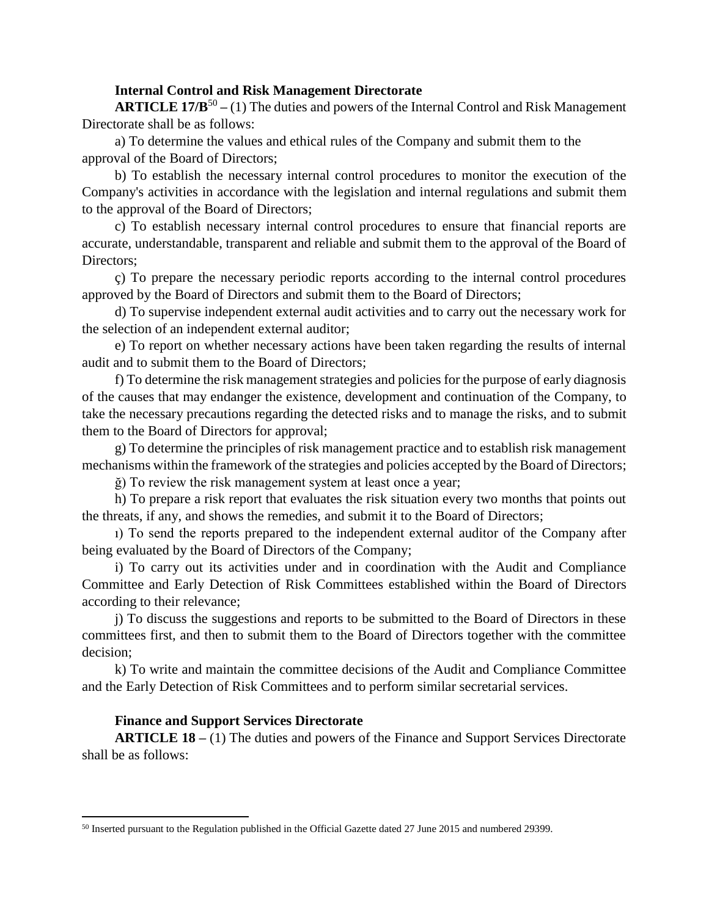**Internal Control and Risk Management Directorate**

**ARTICLE 17/B**[50] **–** (1) The duties and powers of the Internal Control and Risk Management Directorate shall be as follows:

a) To determine the values and ethical rules of the Company and submit them to the approval of the Board of Directors;

b) To establish the necessary internal control procedures to monitor the execution of the Company's activities in accordance with the legislation and internal regulations and submit them to the approval of the Board of Directors;

c) To establish necessary internal control procedures to ensure that financial reports are accurate, understandable, transparent and reliable and submit them to the approval of the Board of Directors;

ç) To prepare the necessary periodic reports according to the internal control procedures approved by the Board of Directors and submit them to the Board of Directors;

d) To supervise independent external audit activities and to carry out the necessary work for the selection of an independent external auditor;

e) To report on whether necessary actions have been taken regarding the results of internal audit and to submit them to the Board of Directors;

f) To determine the risk management strategies and policies for the purpose of early diagnosis of the causes that may endanger the existence, development and continuation of the Company, to take the necessary precautions regarding the detected risks and to manage the risks, and to submit them to the Board of Directors for approval;

g) To determine the principles of risk management practice and to establish risk management mechanisms within the framework of the strategies and policies accepted by the Board of Directors;

ğ) To review the risk management system at least once a year;

h) To prepare a risk report that evaluates the risk situation every two months that points out the threats, if any, and shows the remedies, and submit it to the Board of Directors;

ı) To send the reports prepared to the independent external auditor of the Company after being evaluated by the Board of Directors of the Company;

i) To carry out its activities under and in coordination with the Audit and Compliance Committee and Early Detection of Risk Committees established within the Board of Directors according to their relevance;

j) To discuss the suggestions and reports to be submitted to the Board of Directors in these committees first, and then to submit them to the Board of Directors together with the committee decision;

k) To write and maintain the committee decisions of the Audit and Compliance Committee and the Early Detection of Risk Committees and to perform similar secretarial services.

**Finance and Support Services Directorate**

**ARTICLE 18 –** (1) The duties and powers of the Finance and Support Services Directorate shall be as follows:

---

[50] Inserted pursuant to the Regulation published in the Official Gazette dated 27 June 2015 and numbered 29399.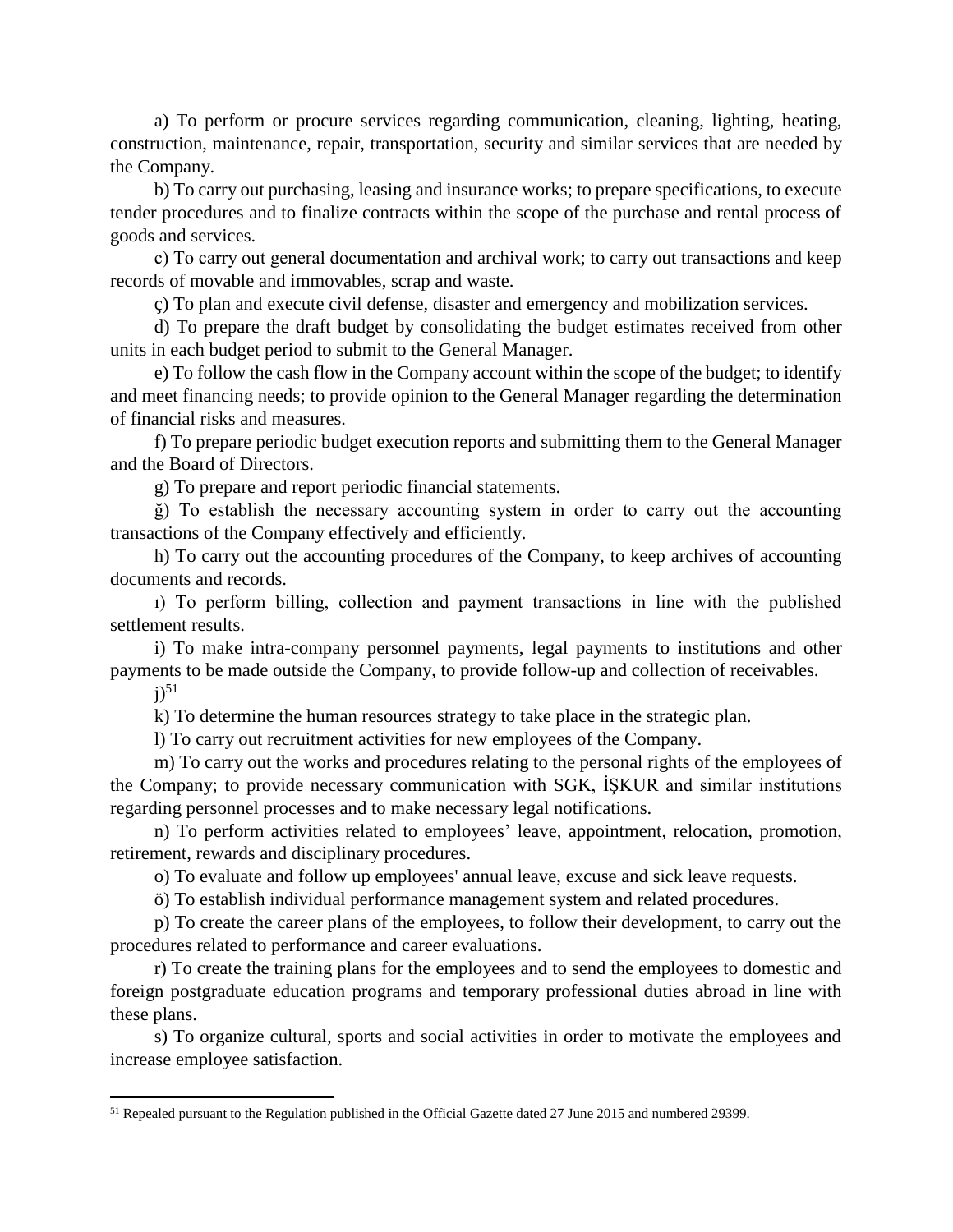a) To perform or procure services regarding communication, cleaning, lighting, heating, construction, maintenance, repair, transportation, security and similar services that are needed by the Company.

b) To carry out purchasing, leasing and insurance works; to prepare specifications, to execute tender procedures and to finalize contracts within the scope of the purchase and rental process of goods and services.

c) To carry out general documentation and archival work; to carry out transactions and keep records of movable and immovables, scrap and waste.

ç) To plan and execute civil defense, disaster and emergency and mobilization services.

d) To prepare the draft budget by consolidating the budget estimates received from other units in each budget period to submit to the General Manager.

e) To follow the cash flow in the Company account within the scope of the budget; to identify and meet financing needs; to provide opinion to the General Manager regarding the determination of financial risks and measures.

f) To prepare periodic budget execution reports and submitting them to the General Manager and the Board of Directors.

g) To prepare and report periodic financial statements.

ğ) To establish the necessary accounting system in order to carry out the accounting transactions of the Company effectively and efficiently.

h) To carry out the accounting procedures of the Company, to keep archives of accounting documents and records.

ı) To perform billing, collection and payment transactions in line with the published settlement results.

i) To make intra-company personnel payments, legal payments to institutions and other payments to be made outside the Company, to provide follow-up and collection of receivables.

j)[51]

k) To determine the human resources strategy to take place in the strategic plan.

l) To carry out recruitment activities for new employees of the Company.

m) To carry out the works and procedures relating to the personal rights of the employees of the Company; to provide necessary communication with SGK, İŞKUR and similar institutions regarding personnel processes and to make necessary legal notifications.

n) To perform activities related to employees' leave, appointment, relocation, promotion, retirement, rewards and disciplinary procedures.

o) To evaluate and follow up employees' annual leave, excuse and sick leave requests.

ö) To establish individual performance management system and related procedures.

p) To create the career plans of the employees, to follow their development, to carry out the procedures related to performance and career evaluations.

r) To create the training plans for the employees and to send the employees to domestic and foreign postgraduate education programs and temporary professional duties abroad in line with these plans.

s) To organize cultural, sports and social activities in order to motivate the employees and increase employee satisfaction.

---

[51] Repealed pursuant to the Regulation published in the Official Gazette dated 27 June 2015 and numbered 29399.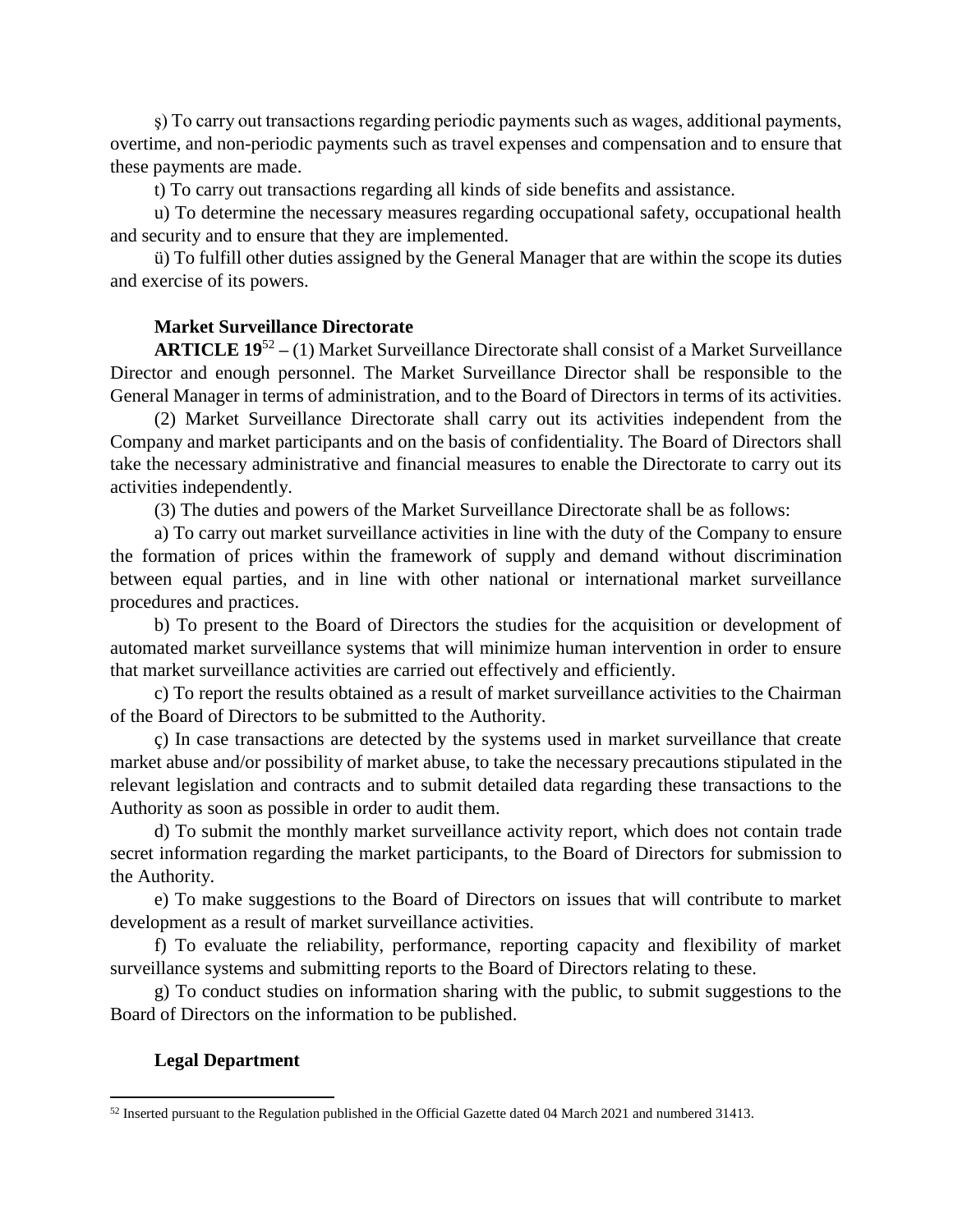ş) To carry out transactions regarding periodic payments such as wages, additional payments, overtime, and non-periodic payments such as travel expenses and compensation and to ensure that these payments are made.

t) To carry out transactions regarding all kinds of side benefits and assistance.

u) To determine the necessary measures regarding occupational safety, occupational health and security and to ensure that they are implemented.

ü) To fulfill other duties assigned by the General Manager that are within the scope its duties and exercise of its powers.

**Market Surveillance Directorate**

**ARTICLE 19**[52] **–** (1) Market Surveillance Directorate shall consist of a Market Surveillance Director and enough personnel. The Market Surveillance Director shall be responsible to the General Manager in terms of administration, and to the Board of Directors in terms of its activities.

(2) Market Surveillance Directorate shall carry out its activities independent from the Company and market participants and on the basis of confidentiality. The Board of Directors shall take the necessary administrative and financial measures to enable the Directorate to carry out its activities independently.

(3) The duties and powers of the Market Surveillance Directorate shall be as follows:

a) To carry out market surveillance activities in line with the duty of the Company to ensure the formation of prices within the framework of supply and demand without discrimination between equal parties, and in line with other national or international market surveillance procedures and practices.

b) To present to the Board of Directors the studies for the acquisition or development of automated market surveillance systems that will minimize human intervention in order to ensure that market surveillance activities are carried out effectively and efficiently.

c) To report the results obtained as a result of market surveillance activities to the Chairman of the Board of Directors to be submitted to the Authority.

ç) In case transactions are detected by the systems used in market surveillance that create market abuse and/or possibility of market abuse, to take the necessary precautions stipulated in the relevant legislation and contracts and to submit detailed data regarding these transactions to the Authority as soon as possible in order to audit them.

d) To submit the monthly market surveillance activity report, which does not contain trade secret information regarding the market participants, to the Board of Directors for submission to the Authority.

e) To make suggestions to the Board of Directors on issues that will contribute to market development as a result of market surveillance activities.

f) To evaluate the reliability, performance, reporting capacity and flexibility of market surveillance systems and submitting reports to the Board of Directors relating to these.

g) To conduct studies on information sharing with the public, to submit suggestions to the Board of Directors on the information to be published.

**Legal Department**

---

[52] Inserted pursuant to the Regulation published in the Official Gazette dated 04 March 2021 and numbered 31413.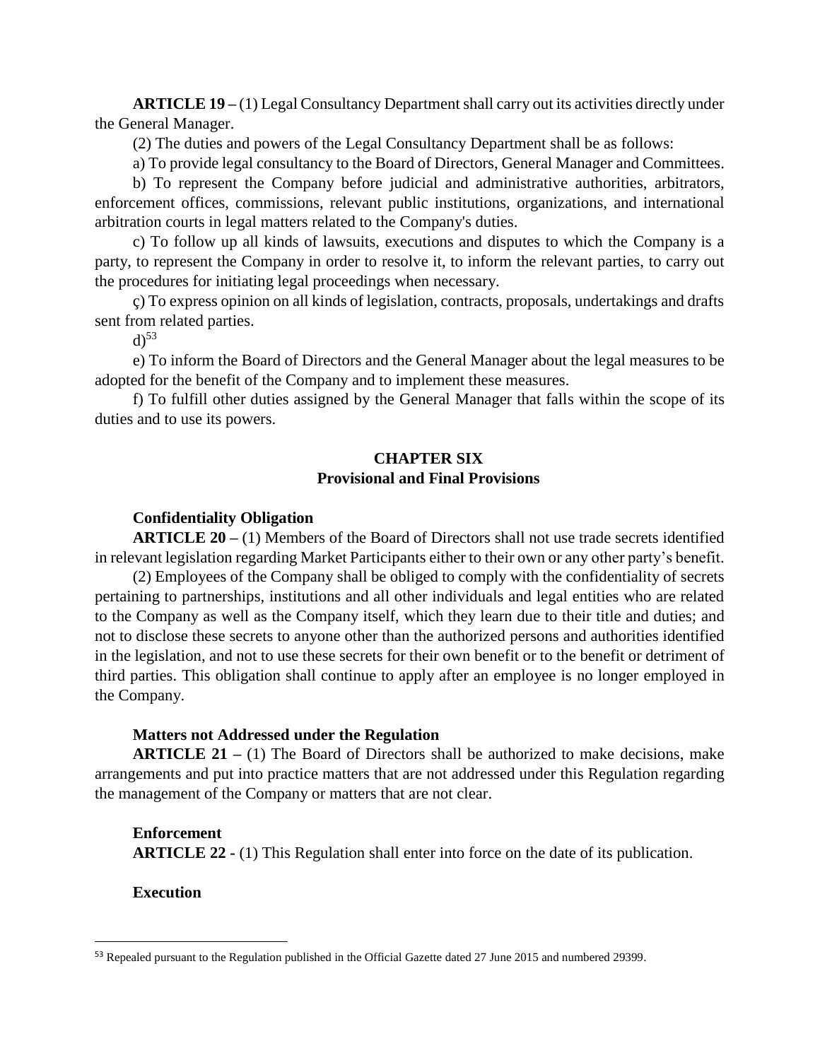**ARTICLE 19 –** (1) Legal Consultancy Department shall carry out its activities directly under the General Manager.

(2) The duties and powers of the Legal Consultancy Department shall be as follows:

a) To provide legal consultancy to the Board of Directors, General Manager and Committees.

b) To represent the Company before judicial and administrative authorities, arbitrators, enforcement offices, commissions, relevant public institutions, organizations, and international arbitration courts in legal matters related to the Company's duties.

c) To follow up all kinds of lawsuits, executions and disputes to which the Company is a party, to represent the Company in order to resolve it, to inform the relevant parties, to carry out the procedures for initiating legal proceedings when necessary.

ç) To express opinion on all kinds of legislation, contracts, proposals, undertakings and drafts sent from related parties.

d)[53]

e) To inform the Board of Directors and the General Manager about the legal measures to be adopted for the benefit of the Company and to implement these measures.

f) To fulfill other duties assigned by the General Manager that falls within the scope of its duties and to use its powers.

## CHAPTER SIX
## Provisional and Final Provisions

**Confidentiality Obligation**

**ARTICLE 20 –** (1) Members of the Board of Directors shall not use trade secrets identified in relevant legislation regarding Market Participants either to their own or any other party's benefit.

(2) Employees of the Company shall be obliged to comply with the confidentiality of secrets pertaining to partnerships, institutions and all other individuals and legal entities who are related to the Company as well as the Company itself, which they learn due to their title and duties; and not to disclose these secrets to anyone other than the authorized persons and authorities identified in the legislation, and not to use these secrets for their own benefit or to the benefit or detriment of third parties. This obligation shall continue to apply after an employee is no longer employed in the Company.

**Matters not Addressed under the Regulation**

**ARTICLE 21 –** (1) The Board of Directors shall be authorized to make decisions, make arrangements and put into practice matters that are not addressed under this Regulation regarding the management of the Company or matters that are not clear.

**Enforcement**

**ARTICLE 22 -** (1) This Regulation shall enter into force on the date of its publication.

**Execution**

---

[53] Repealed pursuant to the Regulation published in the Official Gazette dated 27 June 2015 and numbered 29399.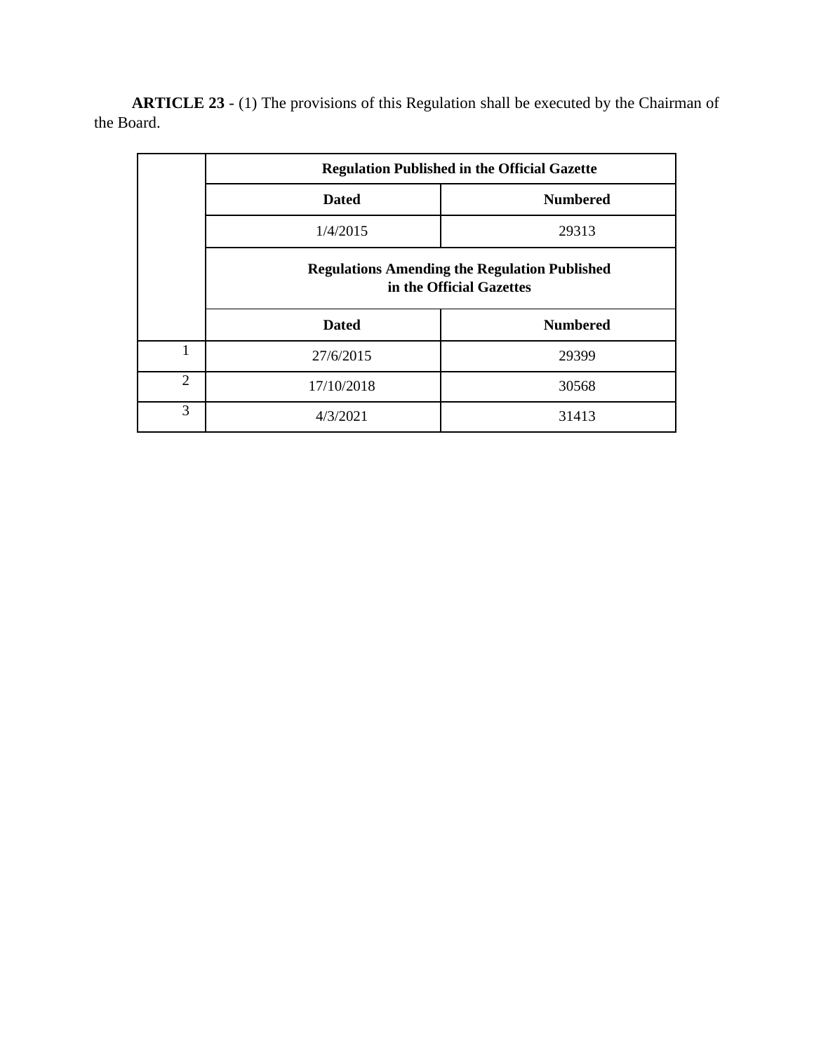**ARTICLE 23** - (1) The provisions of this Regulation shall be executed by the Chairman of the Board.

| | Regulation Published in the Official Gazette | |
|---|---|---|
| | **Dated** | **Numbered** |
| | 1/4/2015 | 29313 |
| | **Regulations Amending the Regulation Published in the Official Gazettes** | |
| | **Dated** | **Numbered** |
| 1 | 27/6/2015 | 29399 |
| 2 | 17/10/2018 | 30568 |
| 3 | 4/3/2021 | 31413 |